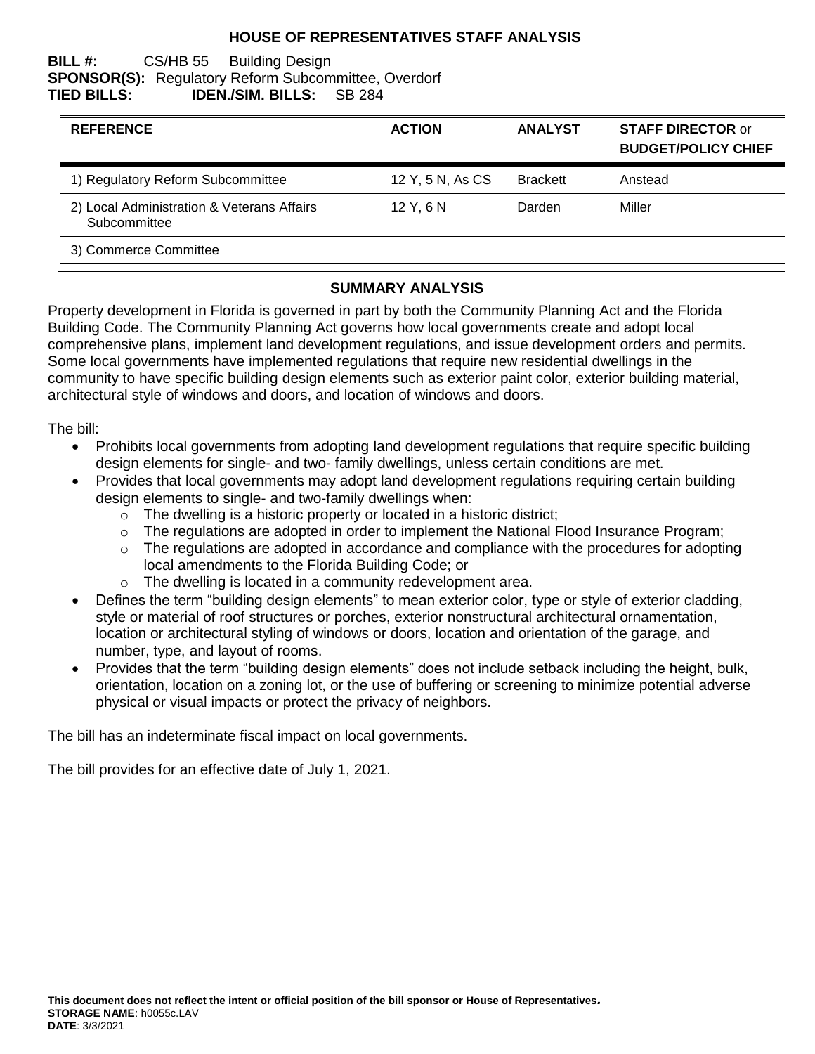# HOUSE OF REPRESENTATIVES STAFF ANALYSIS

**BILL #:** CS/HB 55 Building Design
**SPONSOR(S):** Regulatory Reform Subcommittee, Overdorf
**TIED BILLS:** **IDEN./SIM. BILLS:** SB 284

| REFERENCE | ACTION | ANALYST | STAFF DIRECTOR or BUDGET/POLICY CHIEF |
|---|---|---|---|
| 1) Regulatory Reform Subcommittee | 12 Y, 5 N, As CS | Brackett | Anstead |
| 2) Local Administration & Veterans Affairs Subcommittee | 12 Y, 6 N | Darden | Miller |
| 3) Commerce Committee | | | |

## SUMMARY ANALYSIS

Property development in Florida is governed in part by both the Community Planning Act and the Florida Building Code. The Community Planning Act governs how local governments create and adopt local comprehensive plans, implement land development regulations, and issue development orders and permits. Some local governments have implemented regulations that require new residential dwellings in the community to have specific building design elements such as exterior paint color, exterior building material, architectural style of windows and doors, and location of windows and doors.

The bill:

- Prohibits local governments from adopting land development regulations that require specific building design elements for single- and two- family dwellings, unless certain conditions are met.
- Provides that local governments may adopt land development regulations requiring certain building design elements to single- and two-family dwellings when:
  - The dwelling is a historic property or located in a historic district;
  - The regulations are adopted in order to implement the National Flood Insurance Program;
  - The regulations are adopted in accordance and compliance with the procedures for adopting local amendments to the Florida Building Code; or
  - The dwelling is located in a community redevelopment area.
- Defines the term "building design elements" to mean exterior color, type or style of exterior cladding, style or material of roof structures or porches, exterior nonstructural architectural ornamentation, location or architectural styling of windows or doors, location and orientation of the garage, and number, type, and layout of rooms.
- Provides that the term "building design elements" does not include setback including the height, bulk, orientation, location on a zoning lot, or the use of buffering or screening to minimize potential adverse physical or visual impacts or protect the privacy of neighbors.

The bill has an indeterminate fiscal impact on local governments.

The bill provides for an effective date of July 1, 2021.

**This document does not reflect the intent or official position of the bill sponsor or House of Representatives.**
**STORAGE NAME**: h0055c.LAV
**DATE**: 3/3/2021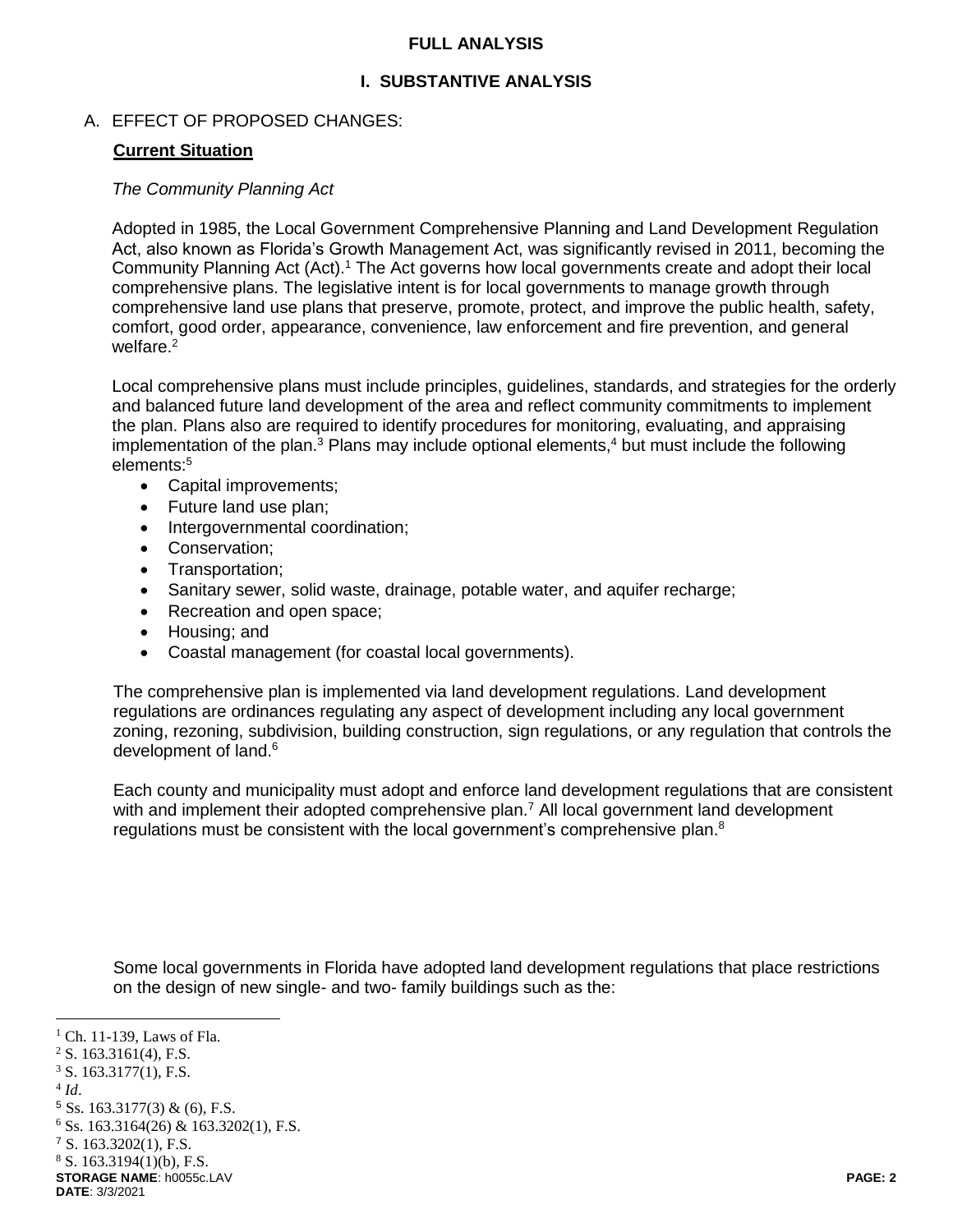**FULL ANALYSIS**

## I. SUBSTANTIVE ANALYSIS

### A. EFFECT OF PROPOSED CHANGES:

**Current Situation**

*The Community Planning Act*

Adopted in 1985, the Local Government Comprehensive Planning and Land Development Regulation Act, also known as Florida's Growth Management Act, was significantly revised in 2011, becoming the Community Planning Act (Act).[1] The Act governs how local governments create and adopt their local comprehensive plans. The legislative intent is for local governments to manage growth through comprehensive land use plans that preserve, promote, protect, and improve the public health, safety, comfort, good order, appearance, convenience, law enforcement and fire prevention, and general welfare.[2]

Local comprehensive plans must include principles, guidelines, standards, and strategies for the orderly and balanced future land development of the area and reflect community commitments to implement the plan. Plans also are required to identify procedures for monitoring, evaluating, and appraising implementation of the plan.[3] Plans may include optional elements,[4] but must include the following elements:[5]

- Capital improvements;
- Future land use plan;
- Intergovernmental coordination;
- Conservation;
- Transportation;
- Sanitary sewer, solid waste, drainage, potable water, and aquifer recharge;
- Recreation and open space;
- Housing; and
- Coastal management (for coastal local governments).

The comprehensive plan is implemented via land development regulations. Land development regulations are ordinances regulating any aspect of development including any local government zoning, rezoning, subdivision, building construction, sign regulations, or any regulation that controls the development of land.[6]

Each county and municipality must adopt and enforce land development regulations that are consistent with and implement their adopted comprehensive plan.[7] All local government land development regulations must be consistent with the local government's comprehensive plan.[8]

Some local governments in Florida have adopted land development regulations that place restrictions on the design of new single- and two- family buildings such as the:

---

[1] Ch. 11-139, Laws of Fla.
[2] S. 163.3161(4), F.S.
[3] S. 163.3177(1), F.S.
[4] *Id*.
[5] Ss. 163.3177(3) & (6), F.S.
[6] Ss. 163.3164(26) & 163.3202(1), F.S.
[7] S. 163.3202(1), F.S.
[8] S. 163.3194(1)(b), F.S.

**STORAGE NAME**: h0055c.LAV
**DATE**: 3/3/2021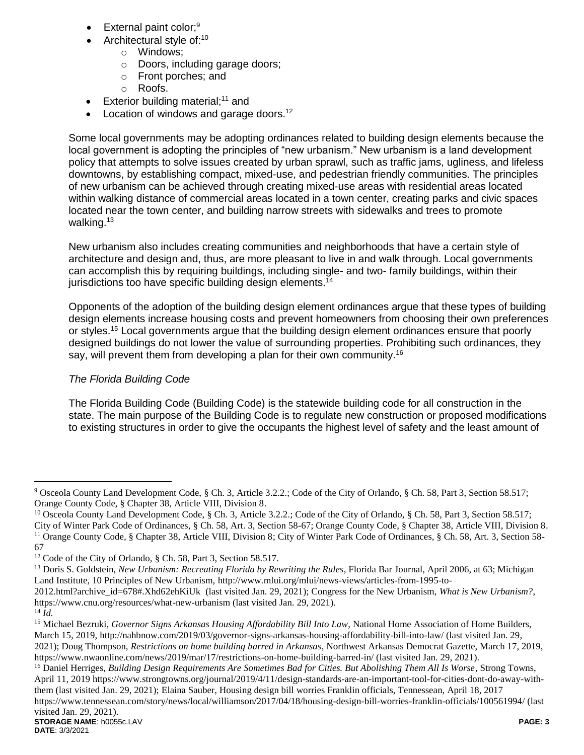- External paint color;[9]
- Architectural style of:[10]
  - Windows;
  - Doors, including garage doors;
  - Front porches; and
  - Roofs.
- Exterior building material;[11] and
- Location of windows and garage doors.[12]

Some local governments may be adopting ordinances related to building design elements because the local government is adopting the principles of "new urbanism." New urbanism is a land development policy that attempts to solve issues created by urban sprawl, such as traffic jams, ugliness, and lifeless downtowns, by establishing compact, mixed-use, and pedestrian friendly communities. The principles of new urbanism can be achieved through creating mixed-use areas with residential areas located within walking distance of commercial areas located in a town center, creating parks and civic spaces located near the town center, and building narrow streets with sidewalks and trees to promote walking.[13]

New urbanism also includes creating communities and neighborhoods that have a certain style of architecture and design and, thus, are more pleasant to live in and walk through. Local governments can accomplish this by requiring buildings, including single- and two- family buildings, within their jurisdictions too have specific building design elements.[14]

Opponents of the adoption of the building design element ordinances argue that these types of building design elements increase housing costs and prevent homeowners from choosing their own preferences or styles.[15] Local governments argue that the building design element ordinances ensure that poorly designed buildings do not lower the value of surrounding properties. Prohibiting such ordinances, they say, will prevent them from developing a plan for their own community.[16]

*The Florida Building Code*

The Florida Building Code (Building Code) is the statewide building code for all construction in the state. The main purpose of the Building Code is to regulate new construction or proposed modifications to existing structures in order to give the occupants the highest level of safety and the least amount of

---

[9] Osceola County Land Development Code, § Ch. 3, Article 3.2.2.; Code of the City of Orlando, § Ch. 58, Part 3, Section 58.517; Orange County Code, § Chapter 38, Article VIII, Division 8.

[10] Osceola County Land Development Code, § Ch. 3, Article 3.2.2.; Code of the City of Orlando, § Ch. 58, Part 3, Section 58.517; City of Winter Park Code of Ordinances, § Ch. 58, Art. 3, Section 58-67; Orange County Code, § Chapter 38, Article VIII, Division 8.

[11] Orange County Code, § Chapter 38, Article VIII, Division 8; City of Winter Park Code of Ordinances, § Ch. 58, Art. 3, Section 58-67

[12] Code of the City of Orlando, § Ch. 58, Part 3, Section 58.517.

[13] Doris S. Goldstein, *New Urbanism: Recreating Florida by Rewriting the Rules*, Florida Bar Journal, April 2006, at 63; Michigan Land Institute, 10 Principles of New Urbanism, http://www.mlui.org/mlui/news-views/articles-from-1995-to-2012.html?archive_id=678#.Xhd62ehKiUk (last visited Jan. 29, 2021); Congress for the New Urbanism, *What is New Urbanism?*, https://www.cnu.org/resources/what-new-urbanism (last visited Jan. 29, 2021).

[14] *Id.*

[15] Michael Bezruki, *Governor Signs Arkansas Housing Affordability Bill Into Law*, National Home Association of Home Builders, March 15, 2019, http://nahbnow.com/2019/03/governor-signs-arkansas-housing-affordability-bill-into-law/ (last visited Jan. 29, 2021); Doug Thompson, *Restrictions on home building barred in Arkansas*, Northwest Arkansas Democrat Gazette, March 17, 2019, https://www.nwaonline.com/news/2019/mar/17/restrictions-on-home-building-barred-in/ (last visited Jan. 29, 2021).

[16] Daniel Herriges, *Building Design Requirements Are Sometimes Bad for Cities. But Abolishing Them All Is Worse*, Strong Towns, April 11, 2019 https://www.strongtowns.org/journal/2019/4/11/design-standards-are-an-important-tool-for-cities-dont-do-away-with-them (last visited Jan. 29, 2021); Elaina Sauber, Housing design bill worries Franklin officials, Tennessean, April 18, 2017 https://www.tennessean.com/story/news/local/williamson/2017/04/18/housing-design-bill-worries-franklin-officials/100561994/ (last visited Jan. 29, 2021).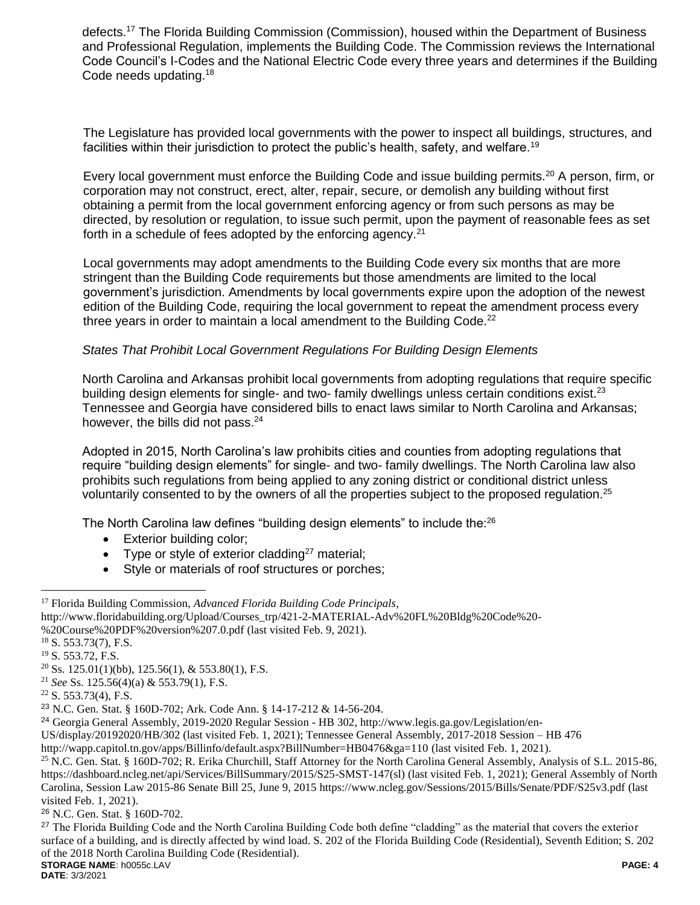defects.[17] The Florida Building Commission (Commission), housed within the Department of Business and Professional Regulation, implements the Building Code. The Commission reviews the International Code Council's I-Codes and the National Electric Code every three years and determines if the Building Code needs updating.[18]

The Legislature has provided local governments with the power to inspect all buildings, structures, and facilities within their jurisdiction to protect the public's health, safety, and welfare.[19]

Every local government must enforce the Building Code and issue building permits.[20] A person, firm, or corporation may not construct, erect, alter, repair, secure, or demolish any building without first obtaining a permit from the local government enforcing agency or from such persons as may be directed, by resolution or regulation, to issue such permit, upon the payment of reasonable fees as set forth in a schedule of fees adopted by the enforcing agency.[21]

Local governments may adopt amendments to the Building Code every six months that are more stringent than the Building Code requirements but those amendments are limited to the local government's jurisdiction. Amendments by local governments expire upon the adoption of the newest edition of the Building Code, requiring the local government to repeat the amendment process every three years in order to maintain a local amendment to the Building Code.[22]

*States That Prohibit Local Government Regulations For Building Design Elements*

North Carolina and Arkansas prohibit local governments from adopting regulations that require specific building design elements for single- and two- family dwellings unless certain conditions exist.[23] Tennessee and Georgia have considered bills to enact laws similar to North Carolina and Arkansas; however, the bills did not pass.[24]

Adopted in 2015, North Carolina's law prohibits cities and counties from adopting regulations that require "building design elements" for single- and two- family dwellings. The North Carolina law also prohibits such regulations from being applied to any zoning district or conditional district unless voluntarily consented to by the owners of all the properties subject to the proposed regulation.[25]

The North Carolina law defines "building design elements" to include the:[26]

- Exterior building color;
- Type or style of exterior cladding[27] material;
- Style or materials of roof structures or porches;

---

[17] Florida Building Commission, *Advanced Florida Building Code Principals*, http://www.floridabuilding.org/Upload/Courses_trp/421-2-MATERIAL-Adv%20FL%20Bldg%20Code%20-%20Course%20PDF%20version%207.0.pdf (last visited Feb. 9, 2021).

[18] S. 553.73(7), F.S.

[19] S. 553.72, F.S.

[20] Ss. 125.01(1)(bb), 125.56(1), & 553.80(1), F.S.

[21] *See* Ss. 125.56(4)(a) & 553.79(1), F.S.

[22] S. 553.73(4), F.S.

[23] N.C. Gen. Stat. § 160D-702; Ark. Code Ann. § 14-17-212 & 14-56-204.

[24] Georgia General Assembly, 2019-2020 Regular Session - HB 302, http://www.legis.ga.gov/Legislation/en-US/display/20192020/HB/302 (last visited Feb. 1, 2021); Tennessee General Assembly, 2017-2018 Session – HB 476 http://wapp.capitol.tn.gov/apps/Billinfo/default.aspx?BillNumber=HB0476&ga=110 (last visited Feb. 1, 2021).

[25] N.C. Gen. Stat. § 160D-702; R. Erika Churchill, Staff Attorney for the North Carolina General Assembly, Analysis of S.L. 2015-86, https://dashboard.ncleg.net/api/Services/BillSummary/2015/S25-SMST-147(sl) (last visited Feb. 1, 2021); General Assembly of North Carolina, Session Law 2015-86 Senate Bill 25, June 9, 2015 https://www.ncleg.gov/Sessions/2015/Bills/Senate/PDF/S25v3.pdf (last visited Feb. 1, 2021).

[26] N.C. Gen. Stat. § 160D-702.

[27] The Florida Building Code and the North Carolina Building Code both define "cladding" as the material that covers the exterior surface of a building, and is directly affected by wind load. S. 202 of the Florida Building Code (Residential), Seventh Edition; S. 202 of the 2018 North Carolina Building Code (Residential).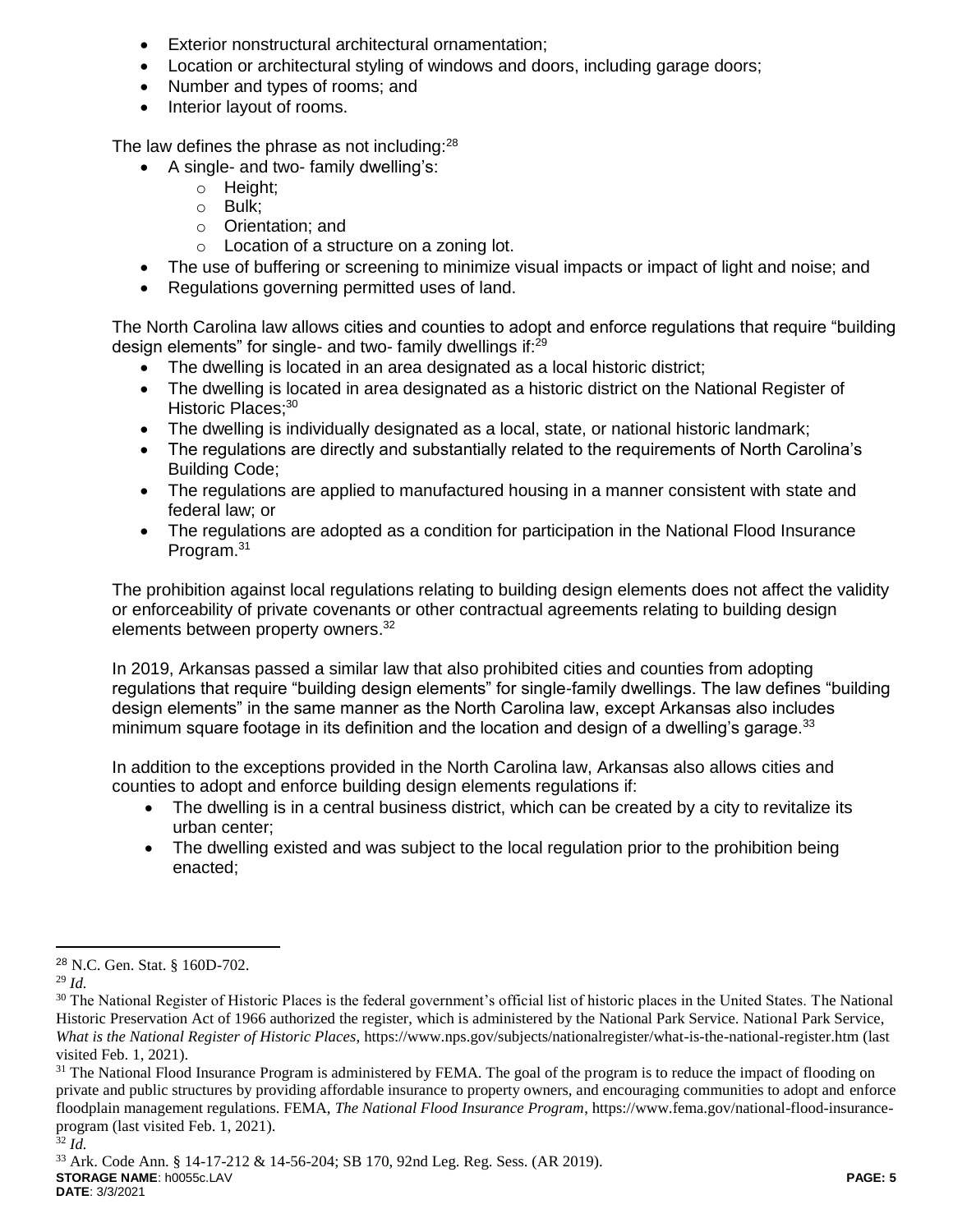- Exterior nonstructural architectural ornamentation;
- Location or architectural styling of windows and doors, including garage doors;
- Number and types of rooms; and
- Interior layout of rooms.

The law defines the phrase as not including:[28]

- A single- and two- family dwelling's:
  - Height;
  - Bulk;
  - Orientation; and
  - Location of a structure on a zoning lot.
- The use of buffering or screening to minimize visual impacts or impact of light and noise; and
- Regulations governing permitted uses of land.

The North Carolina law allows cities and counties to adopt and enforce regulations that require "building design elements" for single- and two- family dwellings if:[29]

- The dwelling is located in an area designated as a local historic district;
- The dwelling is located in area designated as a historic district on the National Register of Historic Places;[30]
- The dwelling is individually designated as a local, state, or national historic landmark;
- The regulations are directly and substantially related to the requirements of North Carolina's Building Code;
- The regulations are applied to manufactured housing in a manner consistent with state and federal law; or
- The regulations are adopted as a condition for participation in the National Flood Insurance Program.[31]

The prohibition against local regulations relating to building design elements does not affect the validity or enforceability of private covenants or other contractual agreements relating to building design elements between property owners.[32]

In 2019, Arkansas passed a similar law that also prohibited cities and counties from adopting regulations that require "building design elements" for single-family dwellings. The law defines "building design elements" in the same manner as the North Carolina law, except Arkansas also includes minimum square footage in its definition and the location and design of a dwelling's garage.[33]

In addition to the exceptions provided in the North Carolina law, Arkansas also allows cities and counties to adopt and enforce building design elements regulations if:

- The dwelling is in a central business district, which can be created by a city to revitalize its urban center;
- The dwelling existed and was subject to the local regulation prior to the prohibition being enacted;

---

[28] N.C. Gen. Stat. § 160D-702.

[29] *Id.*

[30] The National Register of Historic Places is the federal government's official list of historic places in the United States. The National Historic Preservation Act of 1966 authorized the register, which is administered by the National Park Service. National Park Service, *What is the National Register of Historic Places*, https://www.nps.gov/subjects/nationalregister/what-is-the-national-register.htm (last visited Feb. 1, 2021).

[31] The National Flood Insurance Program is administered by FEMA. The goal of the program is to reduce the impact of flooding on private and public structures by providing affordable insurance to property owners, and encouraging communities to adopt and enforce floodplain management regulations. FEMA, *The National Flood Insurance Program*, https://www.fema.gov/national-flood-insurance-program (last visited Feb. 1, 2021).

[32] *Id.*

[33] Ark. Code Ann. § 14-17-212 & 14-56-204; SB 170, 92nd Leg. Reg. Sess. (AR 2019).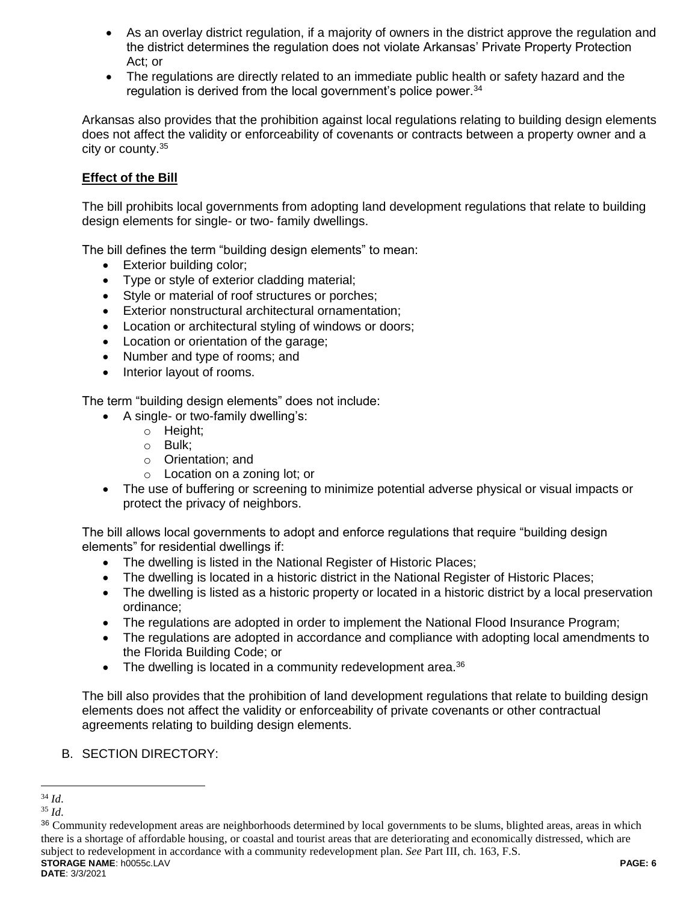- As an overlay district regulation, if a majority of owners in the district approve the regulation and the district determines the regulation does not violate Arkansas' Private Property Protection Act; or
- The regulations are directly related to an immediate public health or safety hazard and the regulation is derived from the local government's police power.[34]

Arkansas also provides that the prohibition against local regulations relating to building design elements does not affect the validity or enforceability of covenants or contracts between a property owner and a city or county.[35]

**Effect of the Bill**

The bill prohibits local governments from adopting land development regulations that relate to building design elements for single- or two- family dwellings.

The bill defines the term "building design elements" to mean:

- Exterior building color;
- Type or style of exterior cladding material;
- Style or material of roof structures or porches;
- Exterior nonstructural architectural ornamentation;
- Location or architectural styling of windows or doors;
- Location or orientation of the garage;
- Number and type of rooms; and
- Interior layout of rooms.

The term "building design elements" does not include:

- A single- or two-family dwelling's:
  - Height;
  - Bulk;
  - Orientation; and
  - Location on a zoning lot; or
- The use of buffering or screening to minimize potential adverse physical or visual impacts or protect the privacy of neighbors.

The bill allows local governments to adopt and enforce regulations that require "building design elements" for residential dwellings if:

- The dwelling is listed in the National Register of Historic Places;
- The dwelling is located in a historic district in the National Register of Historic Places;
- The dwelling is listed as a historic property or located in a historic district by a local preservation ordinance;
- The regulations are adopted in order to implement the National Flood Insurance Program;
- The regulations are adopted in accordance and compliance with adopting local amendments to the Florida Building Code; or
- The dwelling is located in a community redevelopment area.[36]

The bill also provides that the prohibition of land development regulations that relate to building design elements does not affect the validity or enforceability of private covenants or other contractual agreements relating to building design elements.

B. SECTION DIRECTORY:

---

[34] *Id*.

[35] *Id*.

[36] Community redevelopment areas are neighborhoods determined by local governments to be slums, blighted areas, areas in which there is a shortage of affordable housing, or coastal and tourist areas that are deteriorating and economically distressed, which are subject to redevelopment in accordance with a community redevelopment plan. *See* Part III, ch. 163, F.S.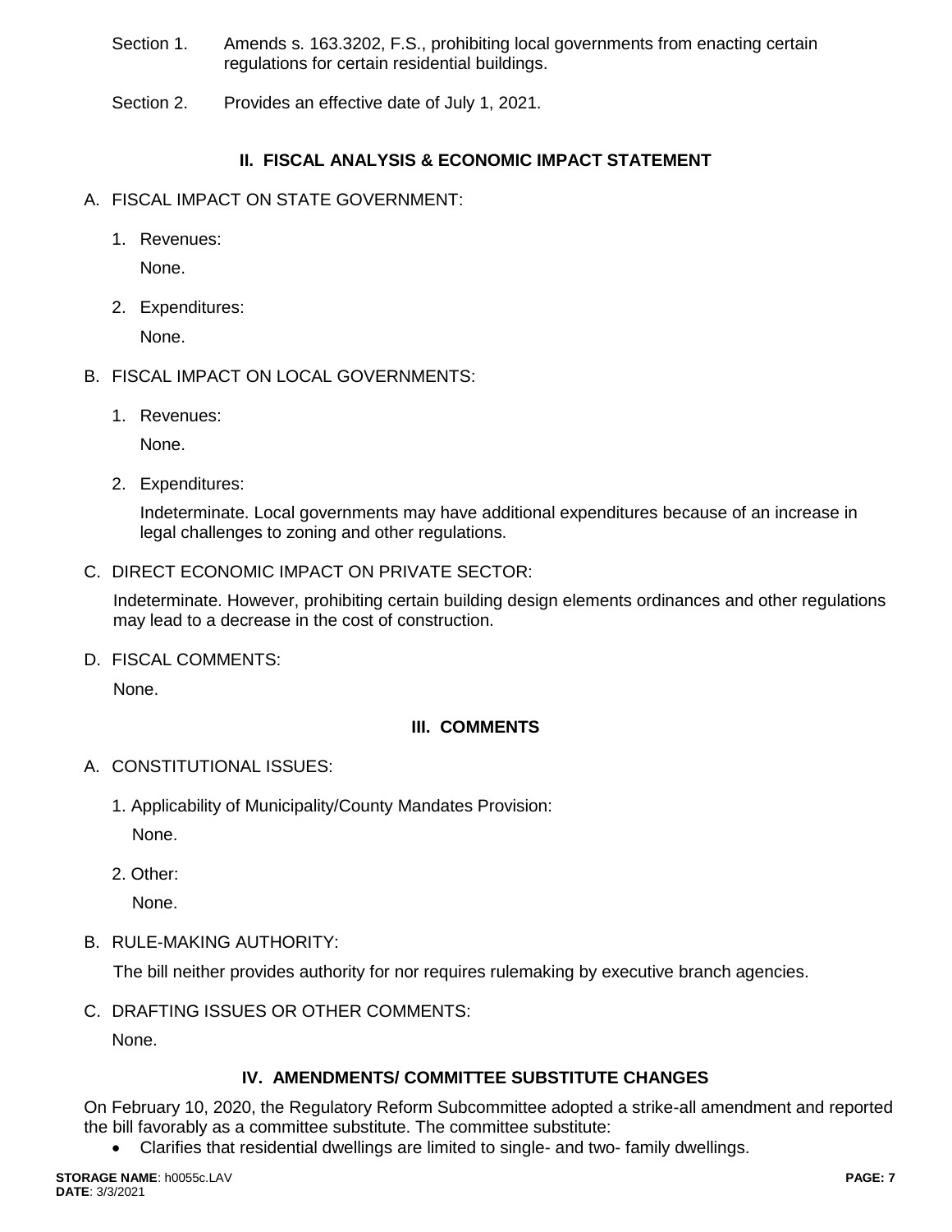Section 1. Amends s. 163.3202, F.S., prohibiting local governments from enacting certain regulations for certain residential buildings.

Section 2. Provides an effective date of July 1, 2021.

## II. FISCAL ANALYSIS & ECONOMIC IMPACT STATEMENT

A. FISCAL IMPACT ON STATE GOVERNMENT:

1. Revenues:

   None.

2. Expenditures:

   None.

B. FISCAL IMPACT ON LOCAL GOVERNMENTS:

1. Revenues:

   None.

2. Expenditures:

   Indeterminate. Local governments may have additional expenditures because of an increase in legal challenges to zoning and other regulations.

C. DIRECT ECONOMIC IMPACT ON PRIVATE SECTOR:

Indeterminate. However, prohibiting certain building design elements ordinances and other regulations may lead to a decrease in the cost of construction.

D. FISCAL COMMENTS:

None.

## III. COMMENTS

A. CONSTITUTIONAL ISSUES:

1. Applicability of Municipality/County Mandates Provision:

   None.

2. Other:

   None.

B. RULE-MAKING AUTHORITY:

The bill neither provides authority for nor requires rulemaking by executive branch agencies.

C. DRAFTING ISSUES OR OTHER COMMENTS:

None.

## IV. AMENDMENTS/ COMMITTEE SUBSTITUTE CHANGES

On February 10, 2020, the Regulatory Reform Subcommittee adopted a strike-all amendment and reported the bill favorably as a committee substitute. The committee substitute:

- Clarifies that residential dwellings are limited to single- and two- family dwellings.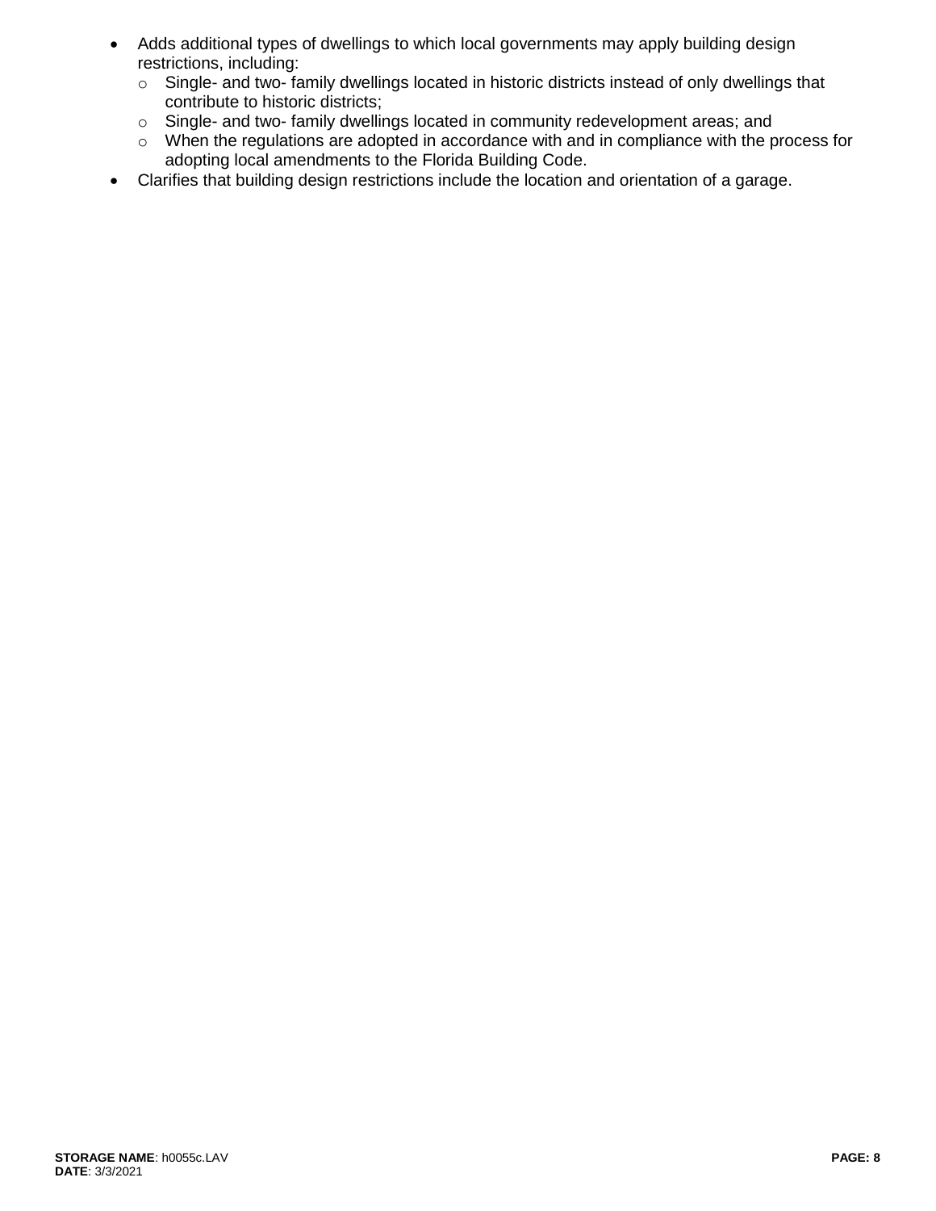- Adds additional types of dwellings to which local governments may apply building design restrictions, including:
  - Single- and two- family dwellings located in historic districts instead of only dwellings that contribute to historic districts;
  - Single- and two- family dwellings located in community redevelopment areas; and
  - When the regulations are adopted in accordance with and in compliance with the process for adopting local amendments to the Florida Building Code.
- Clarifies that building design restrictions include the location and orientation of a garage.